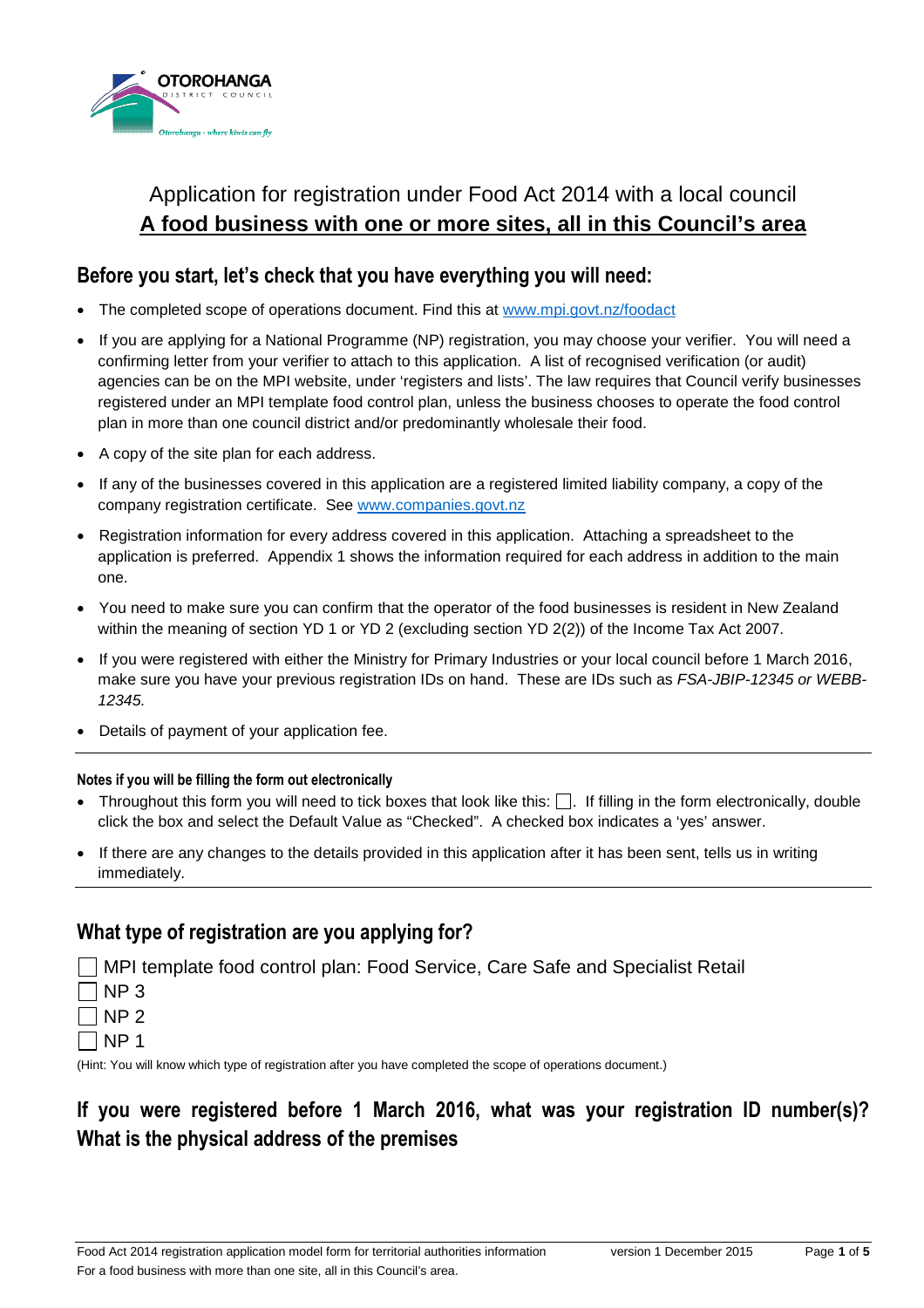OTOROHANGA
DISTRICT COUNCIL
Otorohanga - where kiwis can fly

# Application for registration under Food Act 2014 with a local council

## A food business with one or more sites, all in this Council's area

## Before you start, let's check that you have everything you will need:

- The completed scope of operations document. Find this at www.mpi.govt.nz/foodact
- If you are applying for a National Programme (NP) registration, you may choose your verifier. You will need a confirming letter from your verifier to attach to this application. A list of recognised verification (or audit) agencies can be on the MPI website, under 'registers and lists'. The law requires that Council verify businesses registered under an MPI template food control plan, unless the business chooses to operate the food control plan in more than one council district and/or predominantly wholesale their food.
- A copy of the site plan for each address.
- If any of the businesses covered in this application are a registered limited liability company, a copy of the company registration certificate. See www.companies.govt.nz
- Registration information for every address covered in this application. Attaching a spreadsheet to the application is preferred. Appendix 1 shows the information required for each address in addition to the main one.
- You need to make sure you can confirm that the operator of the food businesses is resident in New Zealand within the meaning of section YD 1 or YD 2 (excluding section YD 2(2)) of the Income Tax Act 2007.
- If you were registered with either the Ministry for Primary Industries or your local council before 1 March 2016, make sure you have your previous registration IDs on hand. These are IDs such as *FSA-JBIP-12345 or WEBB-12345.*
- Details of payment of your application fee.

---

#### Notes if you will be filling the form out electronically

- Throughout this form you will need to tick boxes that look like this: ☐. If filling in the form electronically, double click the box and select the Default Value as "Checked". A checked box indicates a 'yes' answer.
- If there are any changes to the details provided in this application after it has been sent, tells us in writing immediately.

---

## What type of registration are you applying for?

☐ MPI template food control plan: Food Service, Care Safe and Specialist Retail
☐ NP 3
☐ NP 2
☐ NP 1

(Hint: You will know which type of registration after you have completed the scope of operations document.)

## If you were registered before 1 March 2016, what was your registration ID number(s)? What is the physical address of the premises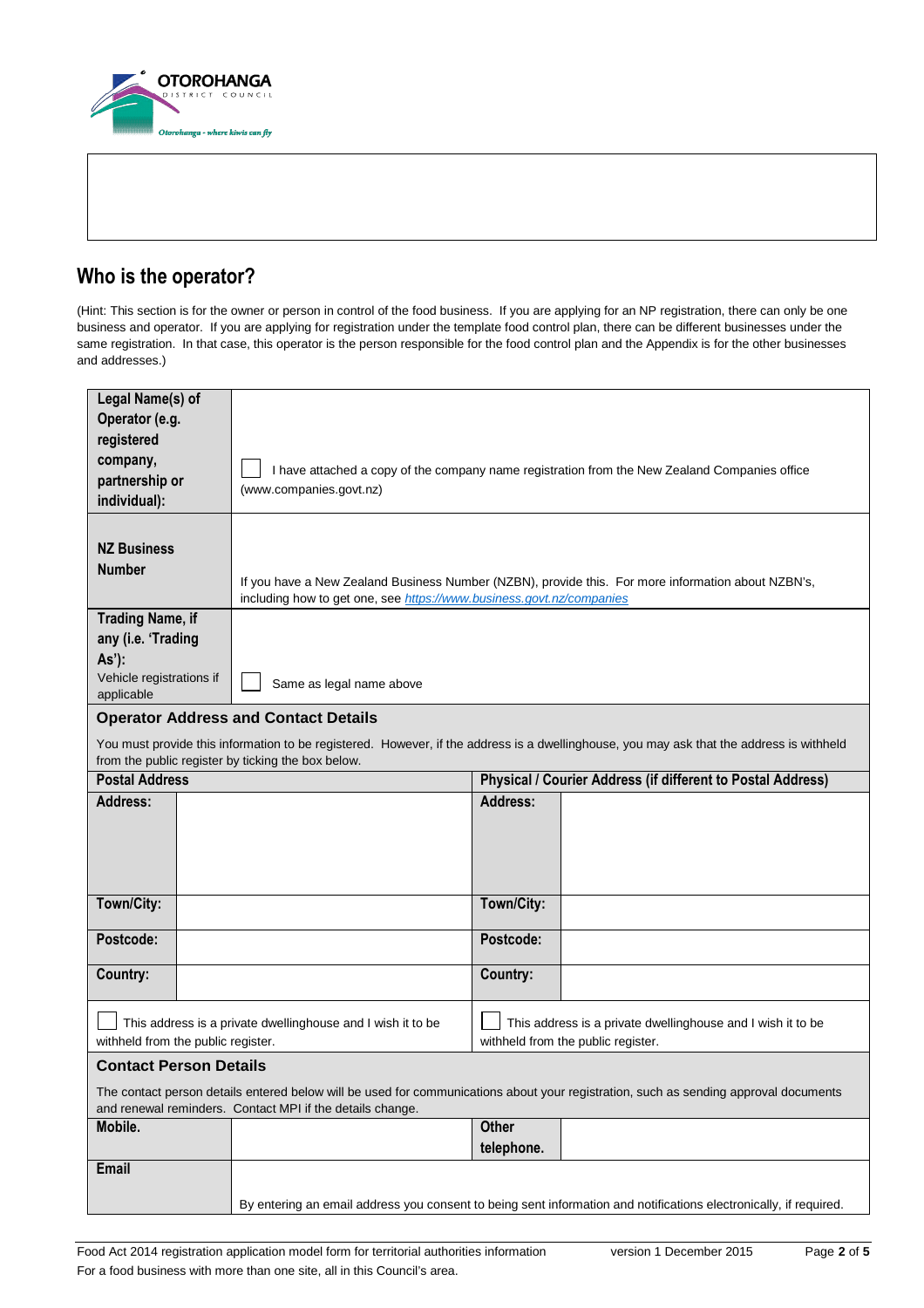## Who is the operator?

(Hint: This section is for the owner or person in control of the food business. If you are applying for an NP registration, there can only be one business and operator. If you are applying for registration under the template food control plan, there can be different businesses under the same registration. In that case, this operator is the person responsible for the food control plan and the Appendix is for the other businesses and addresses.)

| | |
|---|---|
| **Legal Name(s) of Operator (e.g. registered company, partnership or individual):** | ☐ I have attached a copy of the company name registration from the New Zealand Companies office (www.companies.govt.nz) |
| **NZ Business Number** | If you have a New Zealand Business Number (NZBN), provide this. For more information about NZBN's, including how to get one, see *https://www.business.govt.nz/companies* |
| **Trading Name, if any (i.e. 'Trading As'):** Vehicle registrations if applicable | ☐ Same as legal name above |

### Operator Address and Contact Details

You must provide this information to be registered. However, if the address is a dwellinghouse, you may ask that the address is withheld from the public register by ticking the box below.

| **Postal Address** | | **Physical / Courier Address (if different to Postal Address)** | |
|---|---|---|---|
| **Address:** | | **Address:** | |
| **Town/City:** | | **Town/City:** | |
| **Postcode:** | | **Postcode:** | |
| **Country:** | | **Country:** | |
| ☐ This address is a private dwellinghouse and I wish it to be withheld from the public register. | | ☐ This address is a private dwellinghouse and I wish it to be withheld from the public register. | |

### Contact Person Details

The contact person details entered below will be used for communications about your registration, such as sending approval documents and renewal reminders. Contact MPI if the details change.

| | | | |
|---|---|---|---|
| **Mobile.** | | **Other telephone.** | |
| **Email** | By entering an email address you consent to being sent information and notifications electronically, if required. | | |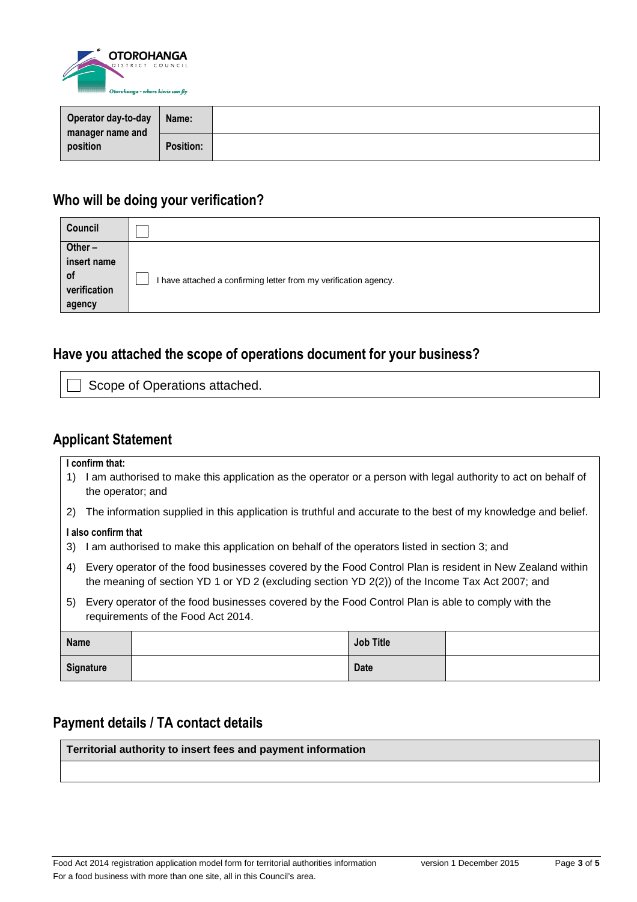| Operator day-to-day manager name and position | Name: | |
|---|---|---|
| | Position: | |

## Who will be doing your verification?

| Council | ☐ |
|---|---|
| Other – insert name of verification agency | ☐ I have attached a confirming letter from my verification agency. |

## Have you attached the scope of operations document for your business?

☐ Scope of Operations attached.

## Applicant Statement

**I confirm that:**

1) I am authorised to make this application as the operator or a person with legal authority to act on behalf of the operator; and
2) The information supplied in this application is truthful and accurate to the best of my knowledge and belief.

**I also confirm that**

3) I am authorised to make this application on behalf of the operators listed in section 3; and
4) Every operator of the food businesses covered by the Food Control Plan is resident in New Zealand within the meaning of section YD 1 or YD 2 (excluding section YD 2(2)) of the Income Tax Act 2007; and
5) Every operator of the food businesses covered by the Food Control Plan is able to comply with the requirements of the Food Act 2014.

| Name | | Job Title | |
|---|---|---|---|
| Signature | | Date | |

## Payment details / TA contact details

| Territorial authority to insert fees and payment information |
|---|
| |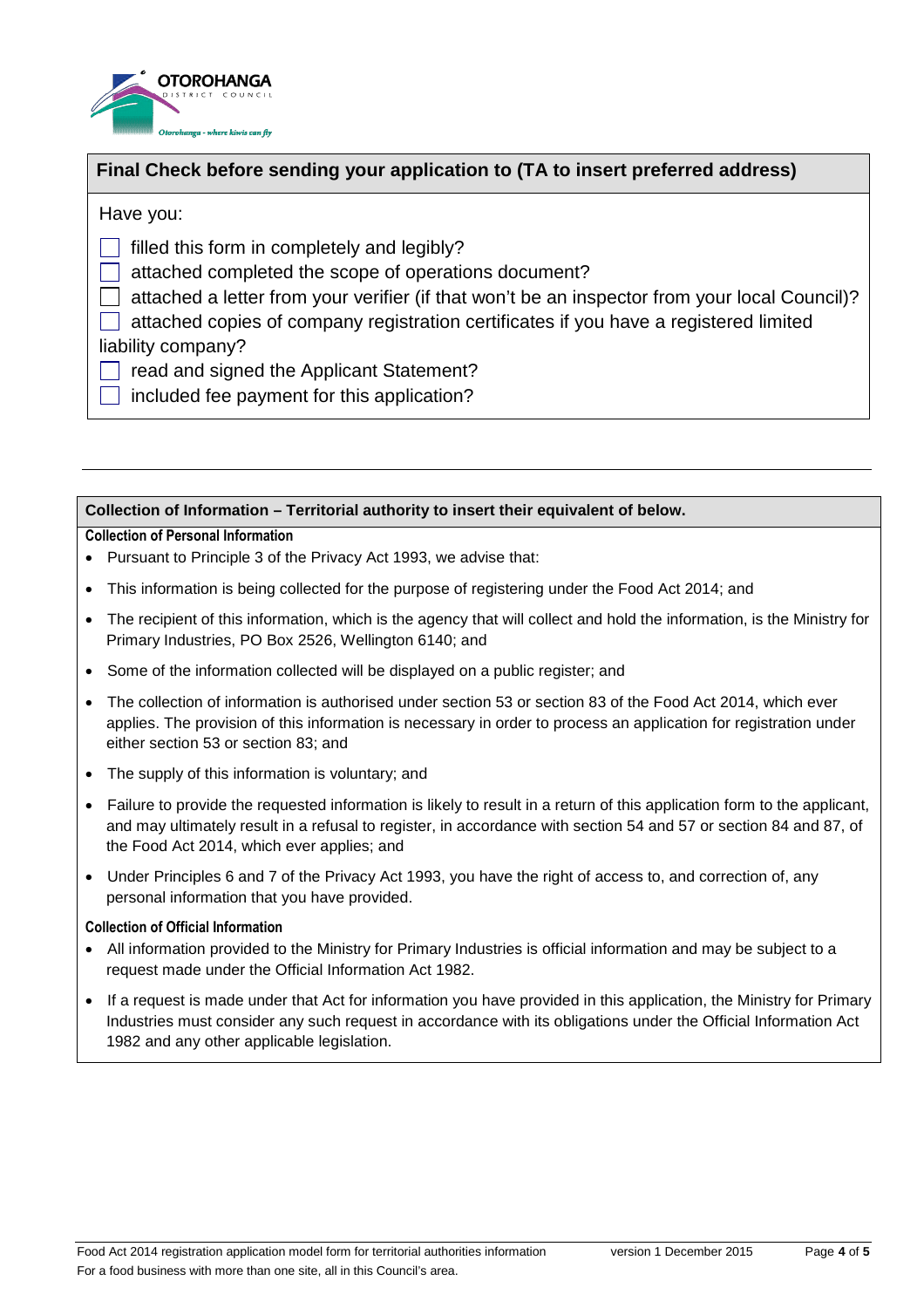OTOROHANGA DISTRICT COUNCIL

Otorohanga - where kiwis can fly

## Final Check before sending your application to (TA to insert preferred address)

Have you:

- [ ] filled this form in completely and legibly?
- [ ] attached completed the scope of operations document?
- [ ] attached a letter from your verifier (if that won't be an inspector from your local Council)?
- [ ] attached copies of company registration certificates if you have a registered limited liability company?
- [ ] read and signed the Applicant Statement?
- [ ] included fee payment for this application?

---

## Collection of Information – Territorial authority to insert their equivalent of below.

### Collection of Personal Information

- Pursuant to Principle 3 of the Privacy Act 1993, we advise that:
- This information is being collected for the purpose of registering under the Food Act 2014; and
- The recipient of this information, which is the agency that will collect and hold the information, is the Ministry for Primary Industries, PO Box 2526, Wellington 6140; and
- Some of the information collected will be displayed on a public register; and
- The collection of information is authorised under section 53 or section 83 of the Food Act 2014, which ever applies. The provision of this information is necessary in order to process an application for registration under either section 53 or section 83; and
- The supply of this information is voluntary; and
- Failure to provide the requested information is likely to result in a return of this application form to the applicant, and may ultimately result in a refusal to register, in accordance with section 54 and 57 or section 84 and 87, of the Food Act 2014, which ever applies; and
- Under Principles 6 and 7 of the Privacy Act 1993, you have the right of access to, and correction of, any personal information that you have provided.

### Collection of Official Information

- All information provided to the Ministry for Primary Industries is official information and may be subject to a request made under the Official Information Act 1982.
- If a request is made under that Act for information you have provided in this application, the Ministry for Primary Industries must consider any such request in accordance with its obligations under the Official Information Act 1982 and any other applicable legislation.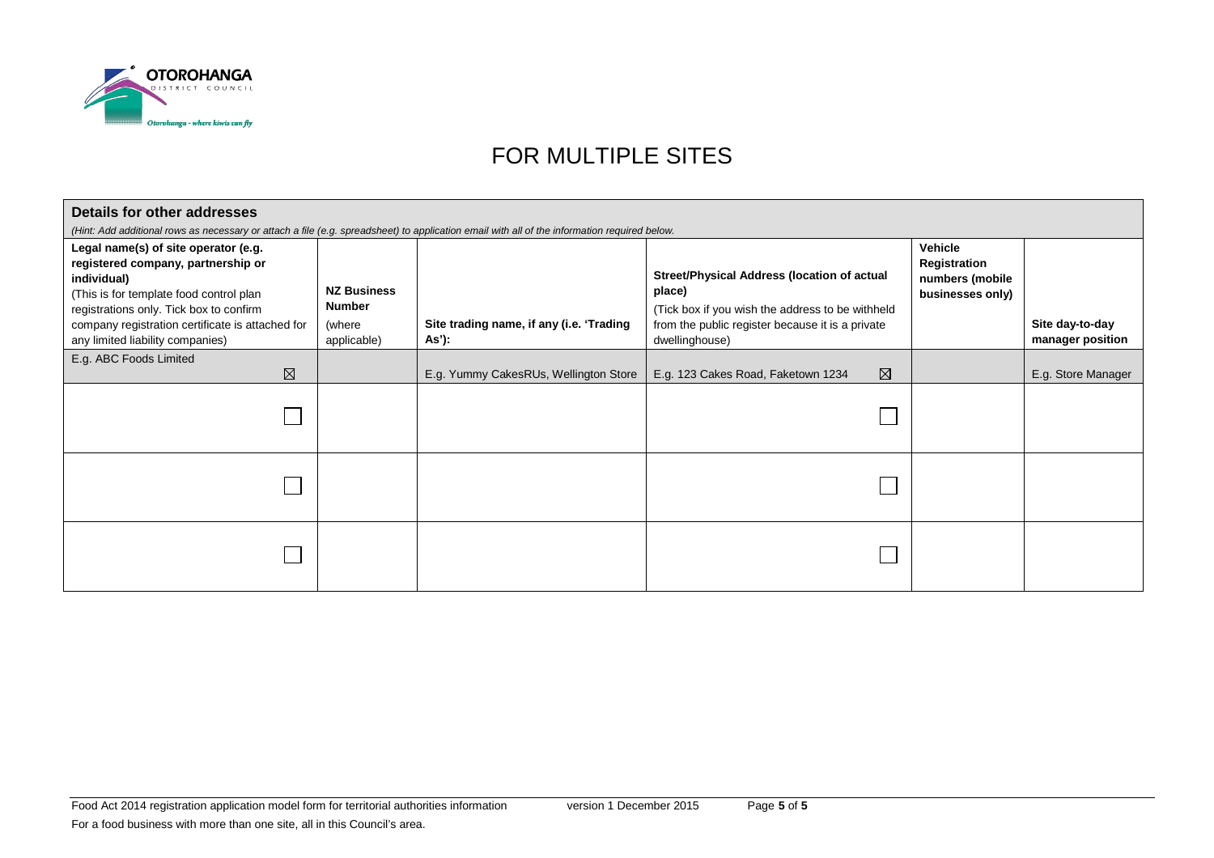# FOR MULTIPLE SITES

## Details for other addresses

*(Hint: Add additional rows as necessary or attach a file (e.g. spreadsheet) to application email with all of the information required below.*

| **Legal name(s) of site operator (e.g. registered company, partnership or individual)** (This is for template food control plan registrations only. Tick box to confirm company registration certificate is attached for any limited liability companies) | **NZ Business Number** (where applicable) | **Site trading name, if any (i.e. 'Trading As'):** | **Street/Physical Address (location of actual place)** (Tick box if you wish the address to be withheld from the public register because it is a private dwellinghouse) | **Vehicle Registration numbers (mobile businesses only)** | **Site day-to-day manager position** |
|---|---|---|---|---|---|
| E.g. ABC Foods Limited ☒ | | E.g. Yummy CakesRUs, Wellington Store | E.g. 123 Cakes Road, Faketown 1234 ☒ | | E.g. Store Manager |
| ☐ | | | ☐ | | |
| ☐ | | | ☐ | | |
| ☐ | | | ☐ | | |

Food Act 2014 registration application model form for territorial authorities information version 1 December 2015

For a food business with more than one site, all in this Council's area.